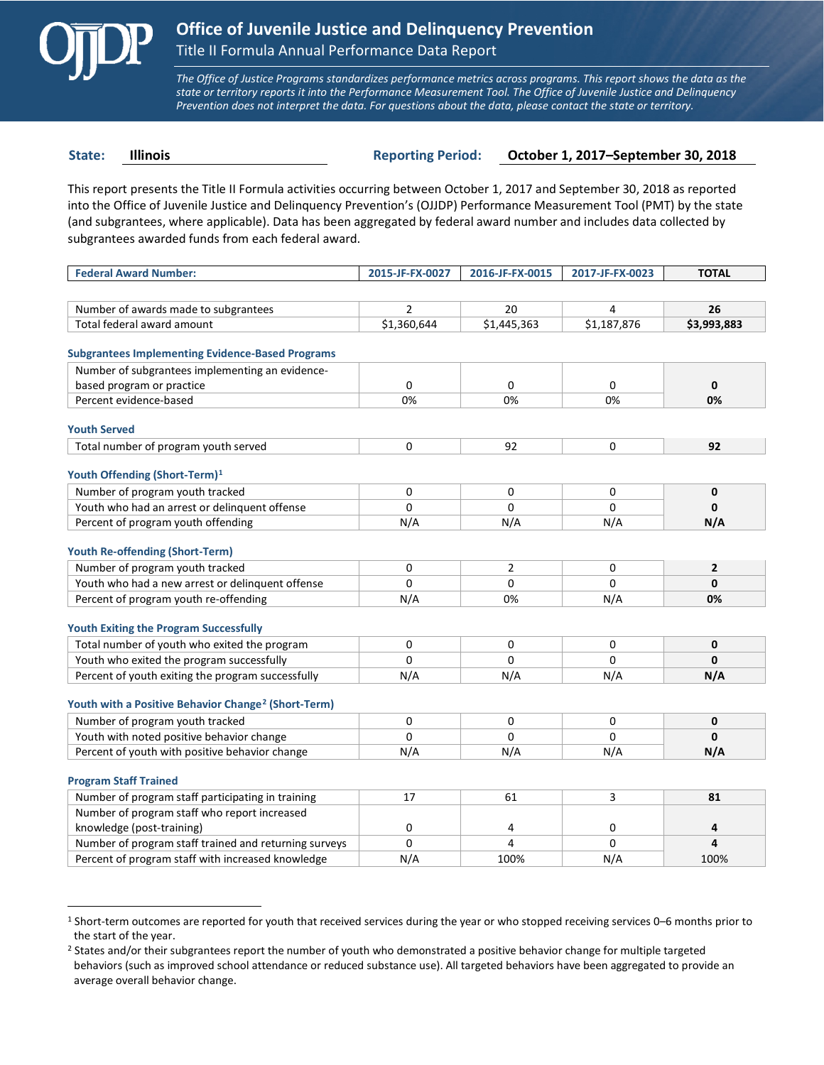# Office of Juvenile Justice and Delinquency Prevention

## Title II Formula Annual Performance Data Report

*The Office of Justice Programs standardizes performance metrics across programs. This report shows the data as the state or territory reports it into the Performance Measurement Tool. The Office of Juvenile Justice and Delinquency Prevention does not interpret the data. For questions about the data, please contact the state or territory.*

**State:** Illinois  **Reporting Period:** October 1, 2017–September 30, 2018

This report presents the Title II Formula activities occurring between October 1, 2017 and September 30, 2018 as reported into the Office of Juvenile Justice and Delinquency Prevention's (OJJDP) Performance Measurement Tool (PMT) by the state (and subgrantees, where applicable). Data has been aggregated by federal award number and includes data collected by subgrantees awarded funds from each federal award.

| Federal Award Number: | 2015-JF-FX-0027 | 2016-JF-FX-0015 | 2017-JF-FX-0023 | TOTAL |
|---|---|---|---|---|
| Number of awards made to subgrantees | 2 | 20 | 4 | **26** |
| Total federal award amount | $1,360,644 | $1,445,363 | $1,187,876 | **$3,993,883** |

### Subgrantees Implementing Evidence-Based Programs

| | | | | |
|---|---|---|---|---|
| Number of subgrantees implementing an evidence-based program or practice | 0 | 0 | 0 | **0** |
| Percent evidence-based | 0% | 0% | 0% | **0%** |

### Youth Served

| | | | | |
|---|---|---|---|---|
| Total number of program youth served | 0 | 92 | 0 | **92** |

### Youth Offending (Short-Term)[1]

| | | | | |
|---|---|---|---|---|
| Number of program youth tracked | 0 | 0 | 0 | **0** |
| Youth who had an arrest or delinquent offense | 0 | 0 | 0 | **0** |
| Percent of program youth offending | N/A | N/A | N/A | **N/A** |

### Youth Re-offending (Short-Term)

| | | | | |
|---|---|---|---|---|
| Number of program youth tracked | 0 | 2 | 0 | **2** |
| Youth who had a new arrest or delinquent offense | 0 | 0 | 0 | **0** |
| Percent of program youth re-offending | N/A | 0% | N/A | **0%** |

### Youth Exiting the Program Successfully

| | | | | |
|---|---|---|---|---|
| Total number of youth who exited the program | 0 | 0 | 0 | **0** |
| Youth who exited the program successfully | 0 | 0 | 0 | **0** |
| Percent of youth exiting the program successfully | N/A | N/A | N/A | **N/A** |

### Youth with a Positive Behavior Change[2] (Short-Term)

| | | | | |
|---|---|---|---|---|
| Number of program youth tracked | 0 | 0 | 0 | **0** |
| Youth with noted positive behavior change | 0 | 0 | 0 | **0** |
| Percent of youth with positive behavior change | N/A | N/A | N/A | **N/A** |

### Program Staff Trained

| | | | | |
|---|---|---|---|---|
| Number of program staff participating in training | 17 | 61 | 3 | **81** |
| Number of program staff who report increased knowledge (post-training) | 0 | 4 | 0 | **4** |
| Number of program staff trained and returning surveys | 0 | 4 | 0 | **4** |
| Percent of program staff with increased knowledge | N/A | 100% | N/A | 100% |

---

[1] Short-term outcomes are reported for youth that received services during the year or who stopped receiving services 0–6 months prior to the start of the year.

[2] States and/or their subgrantees report the number of youth who demonstrated a positive behavior change for multiple targeted behaviors (such as improved school attendance or reduced substance use). All targeted behaviors have been aggregated to provide an average overall behavior change.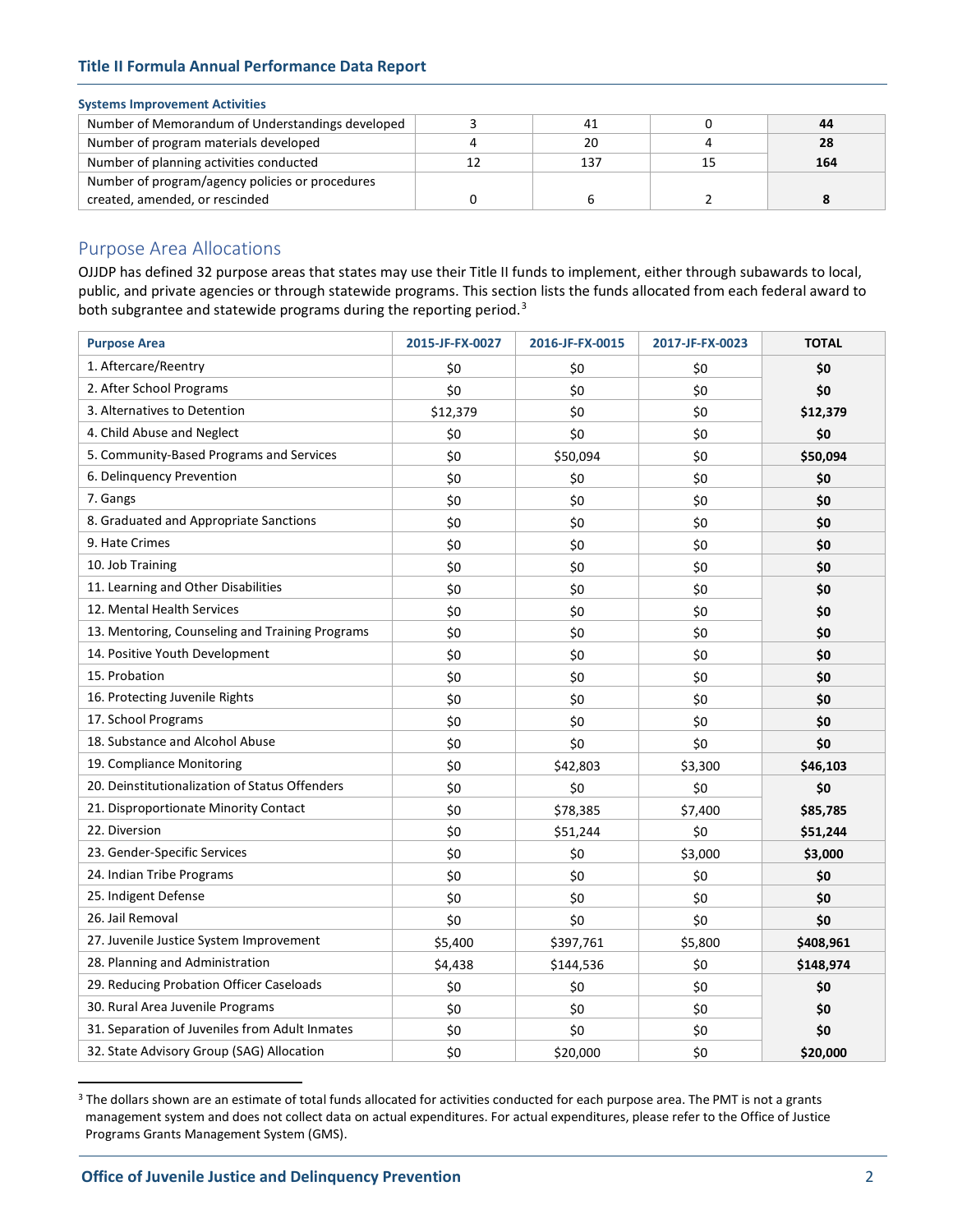**Systems Improvement Activities**

| | | | | |
|---|---|---|---|---|
| Number of Memorandum of Understandings developed | 3 | 41 | 0 | **44** |
| Number of program materials developed | 4 | 20 | 4 | **28** |
| Number of planning activities conducted | 12 | 137 | 15 | **164** |
| Number of program/agency policies or procedures created, amended, or rescinded | 0 | 6 | 2 | **8** |

## Purpose Area Allocations

OJJDP has defined 32 purpose areas that states may use their Title II funds to implement, either through subawards to local, public, and private agencies or through statewide programs. This section lists the funds allocated from each federal award to both subgrantee and statewide programs during the reporting period.[3]

| Purpose Area | 2015-JF-FX-0027 | 2016-JF-FX-0015 | 2017-JF-FX-0023 | TOTAL |
|---|---|---|---|---|
| 1. Aftercare/Reentry | $0 | $0 | $0 | **$0** |
| 2. After School Programs | $0 | $0 | $0 | **$0** |
| 3. Alternatives to Detention | $12,379 | $0 | $0 | **$12,379** |
| 4. Child Abuse and Neglect | $0 | $0 | $0 | **$0** |
| 5. Community-Based Programs and Services | $0 | $50,094 | $0 | **$50,094** |
| 6. Delinquency Prevention | $0 | $0 | $0 | **$0** |
| 7. Gangs | $0 | $0 | $0 | **$0** |
| 8. Graduated and Appropriate Sanctions | $0 | $0 | $0 | **$0** |
| 9. Hate Crimes | $0 | $0 | $0 | **$0** |
| 10. Job Training | $0 | $0 | $0 | **$0** |
| 11. Learning and Other Disabilities | $0 | $0 | $0 | **$0** |
| 12. Mental Health Services | $0 | $0 | $0 | **$0** |
| 13. Mentoring, Counseling and Training Programs | $0 | $0 | $0 | **$0** |
| 14. Positive Youth Development | $0 | $0 | $0 | **$0** |
| 15. Probation | $0 | $0 | $0 | **$0** |
| 16. Protecting Juvenile Rights | $0 | $0 | $0 | **$0** |
| 17. School Programs | $0 | $0 | $0 | **$0** |
| 18. Substance and Alcohol Abuse | $0 | $0 | $0 | **$0** |
| 19. Compliance Monitoring | $0 | $42,803 | $3,300 | **$46,103** |
| 20. Deinstitutionalization of Status Offenders | $0 | $0 | $0 | **$0** |
| 21. Disproportionate Minority Contact | $0 | $78,385 | $7,400 | **$85,785** |
| 22. Diversion | $0 | $51,244 | $0 | **$51,244** |
| 23. Gender-Specific Services | $0 | $0 | $3,000 | **$3,000** |
| 24. Indian Tribe Programs | $0 | $0 | $0 | **$0** |
| 25. Indigent Defense | $0 | $0 | $0 | **$0** |
| 26. Jail Removal | $0 | $0 | $0 | **$0** |
| 27. Juvenile Justice System Improvement | $5,400 | $397,761 | $5,800 | **$408,961** |
| 28. Planning and Administration | $4,438 | $144,536 | $0 | **$148,974** |
| 29. Reducing Probation Officer Caseloads | $0 | $0 | $0 | **$0** |
| 30. Rural Area Juvenile Programs | $0 | $0 | $0 | **$0** |
| 31. Separation of Juveniles from Adult Inmates | $0 | $0 | $0 | **$0** |
| 32. State Advisory Group (SAG) Allocation | $0 | $20,000 | $0 | **$20,000** |

[3] The dollars shown are an estimate of total funds allocated for activities conducted for each purpose area. The PMT is not a grants management system and does not collect data on actual expenditures. For actual expenditures, please refer to the Office of Justice Programs Grants Management System (GMS).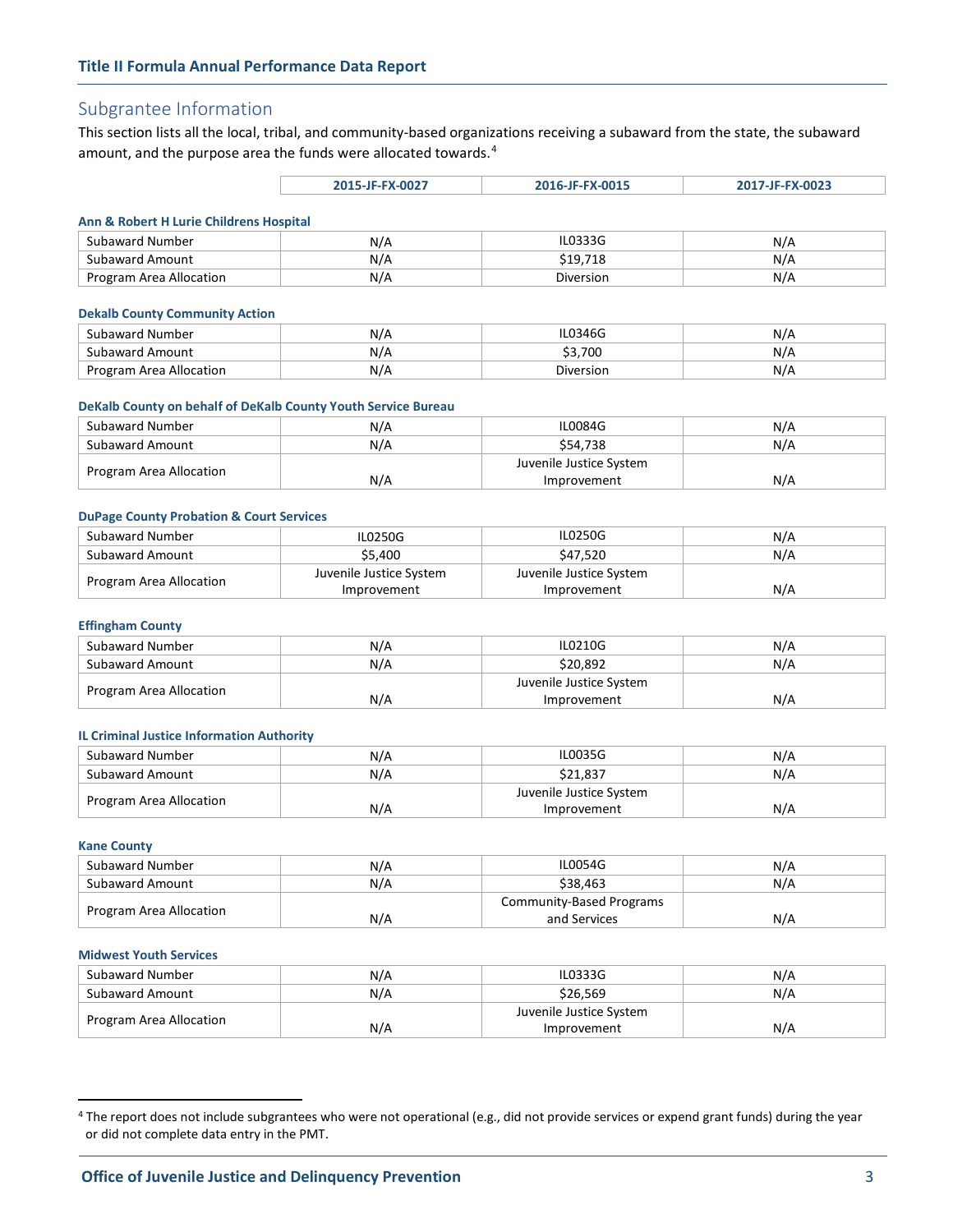## Subgrantee Information

This section lists all the local, tribal, and community-based organizations receiving a subaward from the state, the subaward amount, and the purpose area the funds were allocated towards.[4]

| | 2015-JF-FX-0027 | 2016-JF-FX-0015 | 2017-JF-FX-0023 |
|---|---|---|---|
| **Ann & Robert H Lurie Childrens Hospital** | | | |
| Subaward Number | N/A | IL0333G | N/A |
| Subaward Amount | N/A | $19,718 | N/A |
| Program Area Allocation | N/A | Diversion | N/A |
| **Dekalb County Community Action** | | | |
| Subaward Number | N/A | IL0346G | N/A |
| Subaward Amount | N/A | $3,700 | N/A |
| Program Area Allocation | N/A | Diversion | N/A |
| **DeKalb County on behalf of DeKalb County Youth Service Bureau** | | | |
| Subaward Number | N/A | IL0084G | N/A |
| Subaward Amount | N/A | $54,738 | N/A |
| Program Area Allocation | N/A | Juvenile Justice System Improvement | N/A |
| **DuPage County Probation & Court Services** | | | |
| Subaward Number | IL0250G | IL0250G | N/A |
| Subaward Amount | $5,400 | $47,520 | N/A |
| Program Area Allocation | Juvenile Justice System Improvement | Juvenile Justice System Improvement | N/A |
| **Effingham County** | | | |
| Subaward Number | N/A | IL0210G | N/A |
| Subaward Amount | N/A | $20,892 | N/A |
| Program Area Allocation | N/A | Juvenile Justice System Improvement | N/A |
| **IL Criminal Justice Information Authority** | | | |
| Subaward Number | N/A | IL0035G | N/A |
| Subaward Amount | N/A | $21,837 | N/A |
| Program Area Allocation | N/A | Juvenile Justice System Improvement | N/A |
| **Kane County** | | | |
| Subaward Number | N/A | IL0054G | N/A |
| Subaward Amount | N/A | $38,463 | N/A |
| Program Area Allocation | N/A | Community-Based Programs and Services | N/A |
| **Midwest Youth Services** | | | |
| Subaward Number | N/A | IL0333G | N/A |
| Subaward Amount | N/A | $26,569 | N/A |
| Program Area Allocation | N/A | Juvenile Justice System Improvement | N/A |

[4] The report does not include subgrantees who were not operational (e.g., did not provide services or expend grant funds) during the year or did not complete data entry in the PMT.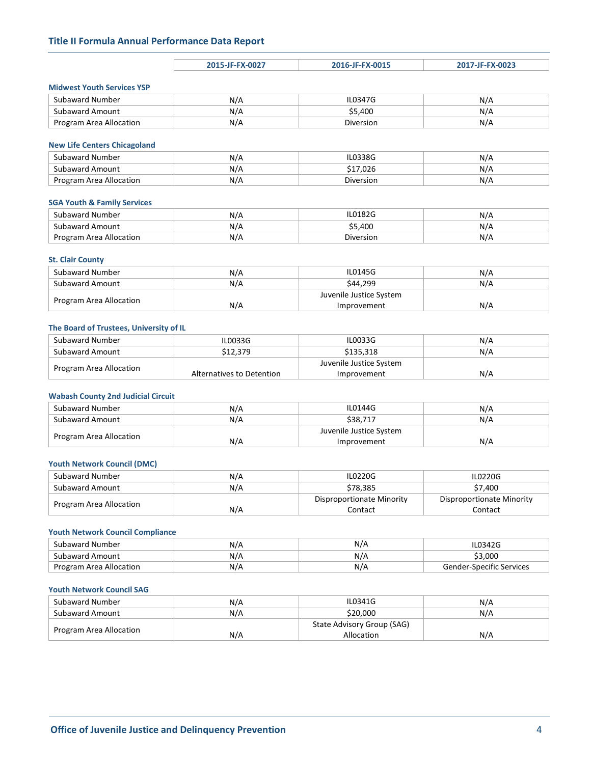## Title II Formula Annual Performance Data Report

| | 2015-JF-FX-0027 | 2016-JF-FX-0015 | 2017-JF-FX-0023 |
|---|---|---|---|

### Midwest Youth Services YSP

| | 2015-JF-FX-0027 | 2016-JF-FX-0015 | 2017-JF-FX-0023 |
|---|---|---|---|
| Subaward Number | N/A | IL0347G | N/A |
| Subaward Amount | N/A | $5,400 | N/A |
| Program Area Allocation | N/A | Diversion | N/A |

### New Life Centers Chicagoland

| | 2015-JF-FX-0027 | 2016-JF-FX-0015 | 2017-JF-FX-0023 |
|---|---|---|---|
| Subaward Number | N/A | IL0338G | N/A |
| Subaward Amount | N/A | $17,026 | N/A |
| Program Area Allocation | N/A | Diversion | N/A |

### SGA Youth & Family Services

| | 2015-JF-FX-0027 | 2016-JF-FX-0015 | 2017-JF-FX-0023 |
|---|---|---|---|
| Subaward Number | N/A | IL0182G | N/A |
| Subaward Amount | N/A | $5,400 | N/A |
| Program Area Allocation | N/A | Diversion | N/A |

### St. Clair County

| | 2015-JF-FX-0027 | 2016-JF-FX-0015 | 2017-JF-FX-0023 |
|---|---|---|---|
| Subaward Number | N/A | IL0145G | N/A |
| Subaward Amount | N/A | $44,299 | N/A |
| Program Area Allocation | N/A | Juvenile Justice System Improvement | N/A |

### The Board of Trustees, University of IL

| | 2015-JF-FX-0027 | 2016-JF-FX-0015 | 2017-JF-FX-0023 |
|---|---|---|---|
| Subaward Number | IL0033G | IL0033G | N/A |
| Subaward Amount | $12,379 | $135,318 | N/A |
| Program Area Allocation | Alternatives to Detention | Juvenile Justice System Improvement | N/A |

### Wabash County 2nd Judicial Circuit

| | 2015-JF-FX-0027 | 2016-JF-FX-0015 | 2017-JF-FX-0023 |
|---|---|---|---|
| Subaward Number | N/A | IL0144G | N/A |
| Subaward Amount | N/A | $38,717 | N/A |
| Program Area Allocation | N/A | Juvenile Justice System Improvement | N/A |

### Youth Network Council (DMC)

| | 2015-JF-FX-0027 | 2016-JF-FX-0015 | 2017-JF-FX-0023 |
|---|---|---|---|
| Subaward Number | N/A | IL0220G | IL0220G |
| Subaward Amount | N/A | $78,385 | $7,400 |
| Program Area Allocation | N/A | Disproportionate Minority Contact | Disproportionate Minority Contact |

### Youth Network Council Compliance

| | 2015-JF-FX-0027 | 2016-JF-FX-0015 | 2017-JF-FX-0023 |
|---|---|---|---|
| Subaward Number | N/A | N/A | IL0342G |
| Subaward Amount | N/A | N/A | $3,000 |
| Program Area Allocation | N/A | N/A | Gender-Specific Services |

### Youth Network Council SAG

| | 2015-JF-FX-0027 | 2016-JF-FX-0015 | 2017-JF-FX-0023 |
|---|---|---|---|
| Subaward Number | N/A | IL0341G | N/A |
| Subaward Amount | N/A | $20,000 | N/A |
| Program Area Allocation | N/A | State Advisory Group (SAG) Allocation | N/A |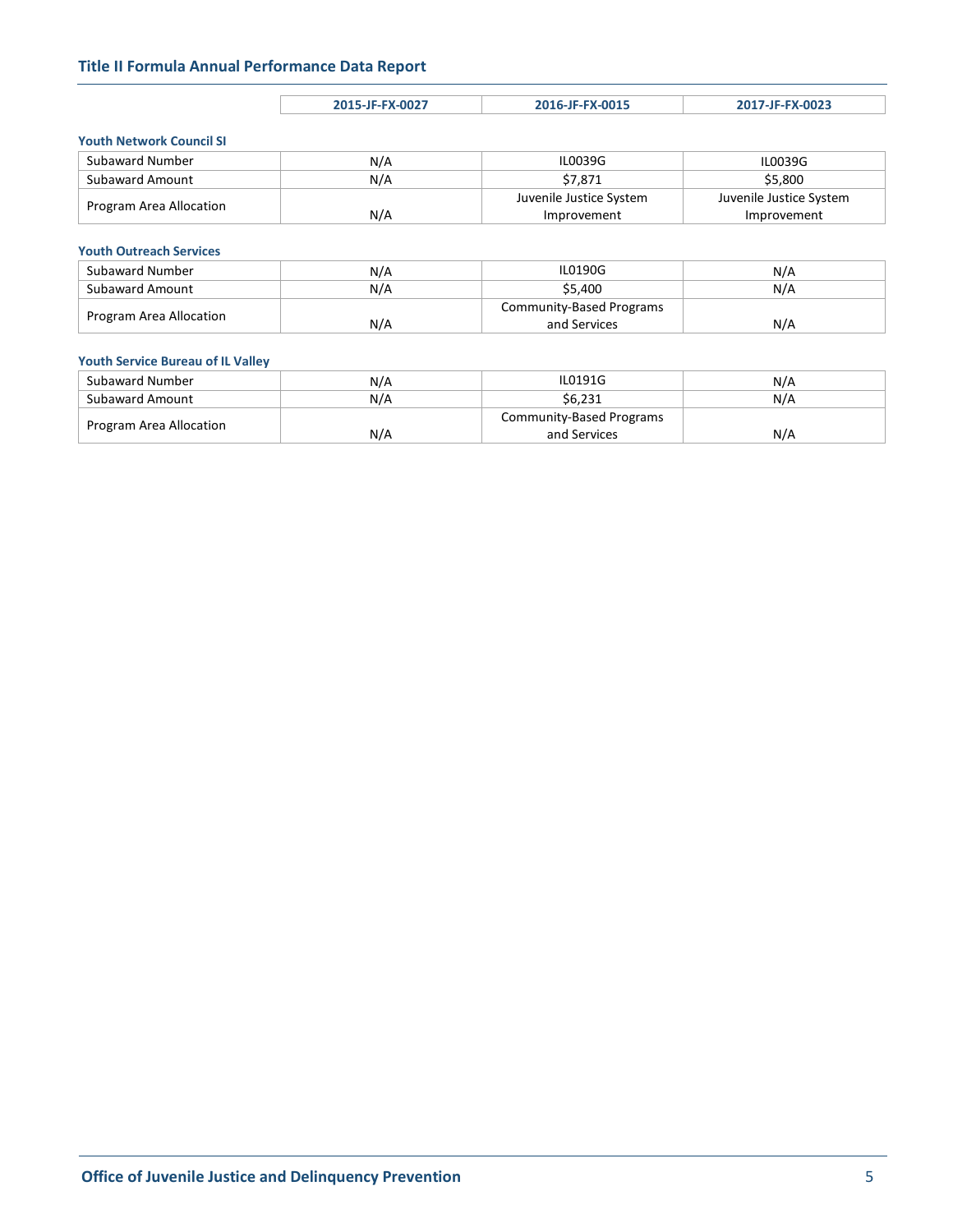## Title II Formula Annual Performance Data Report

### Youth Network Council SI

| | 2015-JF-FX-0027 | 2016-JF-FX-0015 | 2017-JF-FX-0023 |
|---|---|---|---|
| Subaward Number | N/A | IL0039G | IL0039G |
| Subaward Amount | N/A | $7,871 | $5,800 |
| Program Area Allocation | N/A | Juvenile Justice System Improvement | Juvenile Justice System Improvement |

### Youth Outreach Services

| | 2015-JF-FX-0027 | 2016-JF-FX-0015 | 2017-JF-FX-0023 |
|---|---|---|---|
| Subaward Number | N/A | IL0190G | N/A |
| Subaward Amount | N/A | $5,400 | N/A |
| Program Area Allocation | N/A | Community-Based Programs and Services | N/A |

### Youth Service Bureau of IL Valley

| | 2015-JF-FX-0027 | 2016-JF-FX-0015 | 2017-JF-FX-0023 |
|---|---|---|---|
| Subaward Number | N/A | IL0191G | N/A |
| Subaward Amount | N/A | $6,231 | N/A |
| Program Area Allocation | N/A | Community-Based Programs and Services | N/A |